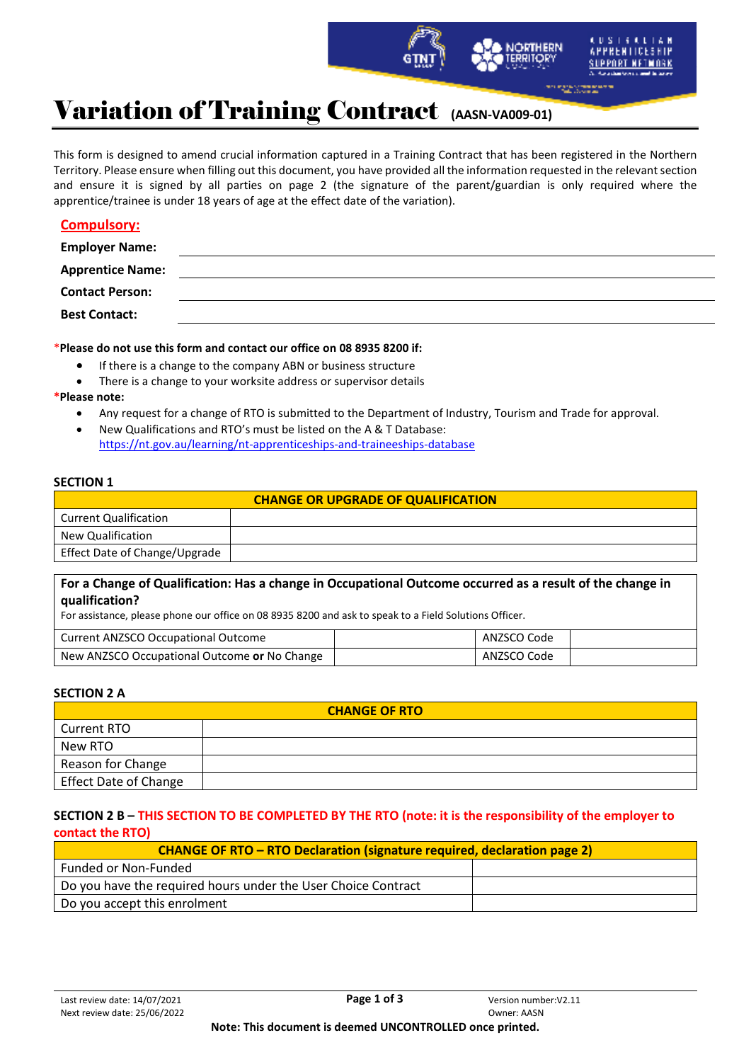# Variation of Training Contract (AASN-VA009-01)

This form is designed to amend crucial information captured in a Training Contract that has been registered in the Northern Territory. Please ensure when filling out this document, you have provided all the information requested in the relevant section and ensure it is signed by all parties on page 2 (the signature of the parent/guardian is only required where the apprentice/trainee is under 18 years of age at the effect date of the variation).

**Compulsory:**

**Employer Name:** \_\_\_\_\_\_\_\_\_\_\_\_\_\_\_\_\_\_\_\_\_\_\_\_\_\_\_\_

**Apprentice Name:** \_\_\_\_\_\_\_\_\_\_\_\_\_\_\_\_\_\_\_\_\_\_\_\_\_\_\_\_

**Contact Person:** \_\_\_\_\_\_\_\_\_\_\_\_\_\_\_\_\_\_\_\_\_\_\_\_\_\_\_\_

**Best Contact:** \_\_\_\_\_\_\_\_\_\_\_\_\_\_\_\_\_\_\_\_\_\_\_\_\_\_\_\_

***Please do not use this form and contact our office on 08 8935 8200 if:**

- If there is a change to the company ABN or business structure
- There is a change to your worksite address or supervisor details

***Please note:**

- Any request for a change of RTO is submitted to the Department of Industry, Tourism and Trade for approval.
- New Qualifications and RTO's must be listed on the A & T Database: https://nt.gov.au/learning/nt-apprenticeships-and-traineeships-database

### SECTION 1

| CHANGE OR UPGRADE OF QUALIFICATION | |
|---|---|
| Current Qualification | |
| New Qualification | |
| Effect Date of Change/Upgrade | |

| **For a Change of Qualification: Has a change in Occupational Outcome occurred as a result of the change in qualification?** For assistance, please phone our office on 08 8935 8200 and ask to speak to a Field Solutions Officer. | | | |
|---|---|---|---|
| Current ANZSCO Occupational Outcome | | ANZSCO Code | |
| New ANZSCO Occupational Outcome **or** No Change | | ANZSCO Code | |

### SECTION 2 A

| CHANGE OF RTO | |
|---|---|
| Current RTO | |
| New RTO | |
| Reason for Change | |
| Effect Date of Change | |

### SECTION 2 B – THIS SECTION TO BE COMPLETED BY THE RTO (note: it is the responsibility of the employer to contact the RTO)

| CHANGE OF RTO – RTO Declaration (signature required, declaration page 2) | |
|---|---|
| Funded or Non-Funded | |
| Do you have the required hours under the User Choice Contract | |
| Do you accept this enrolment | |

Last review date: 14/07/2021
Next review date: 25/06/2022

Version number:V2.11
Owner: AASN

**Note: This document is deemed UNCONTROLLED once printed.**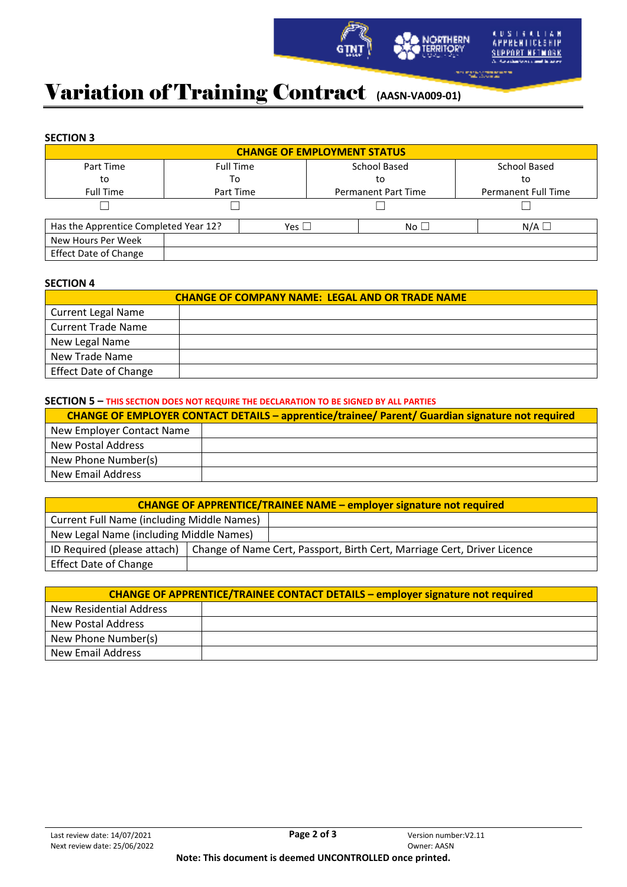# Variation of Training Contract (AASN-VA009-01)

**SECTION 3**

| CHANGE OF EMPLOYMENT STATUS | | | |
|---|---|---|---|
| Part Time to Full Time | Full Time To Part Time | School Based to Permanent Part Time | School Based to Permanent Full Time |
| ☐ | ☐ | ☐ | ☐ |

| | | | |
|---|---|---|---|
| Has the Apprentice Completed Year 12? | Yes ☐ | No ☐ | N/A ☐ |
| New Hours Per Week | | | |
| Effect Date of Change | | | |

**SECTION 4**

| CHANGE OF COMPANY NAME: LEGAL AND OR TRADE NAME | |
|---|---|
| Current Legal Name | |
| Current Trade Name | |
| New Legal Name | |
| New Trade Name | |
| Effect Date of Change | |

**SECTION 5 –** THIS SECTION DOES NOT REQUIRE THE DECLARATION TO BE SIGNED BY ALL PARTIES

| CHANGE OF EMPLOYER CONTACT DETAILS – apprentice/trainee/ Parent/ Guardian signature not required | |
|---|---|
| New Employer Contact Name | |
| New Postal Address | |
| New Phone Number(s) | |
| New Email Address | |

| CHANGE OF APPRENTICE/TRAINEE NAME – employer signature not required | |
|---|---|
| Current Full Name (including Middle Names) | |
| New Legal Name (including Middle Names) | |
| ID Required (please attach) | Change of Name Cert, Passport, Birth Cert, Marriage Cert, Driver Licence |
| Effect Date of Change | |

| CHANGE OF APPRENTICE/TRAINEE CONTACT DETAILS – employer signature not required | |
|---|---|
| New Residential Address | |
| New Postal Address | |
| New Phone Number(s) | |
| New Email Address | |

Last review date: 14/07/2021
Next review date: 25/06/2022

Version number:V2.11
Owner: AASN

**Note: This document is deemed UNCONTROLLED once printed.**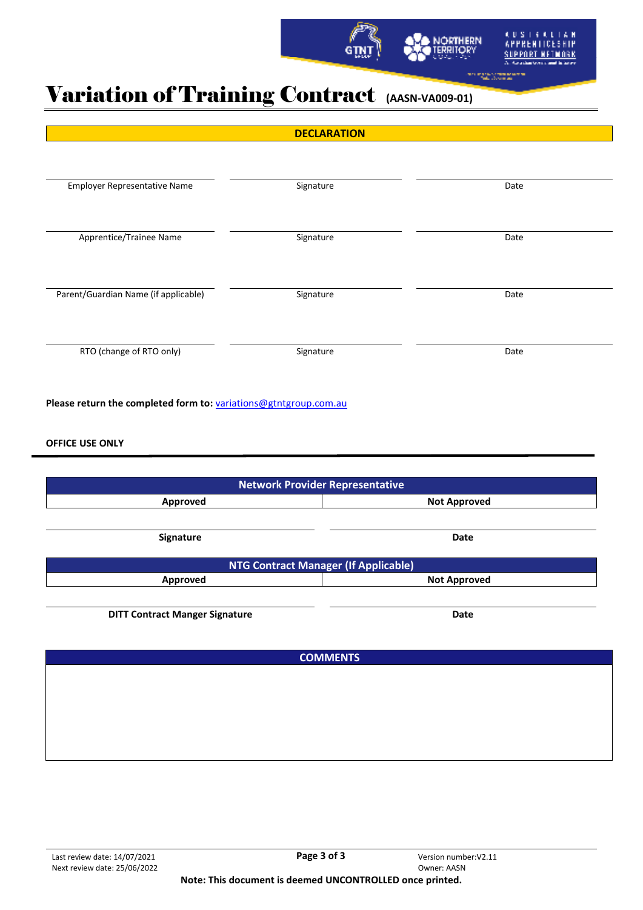# Variation of Training Contract (AASN-VA009-01)

## DECLARATION

| | | |
|---|---|---|
| Employer Representative Name | Signature | Date |
| Apprentice/Trainee Name | Signature | Date |
| Parent/Guardian Name (if applicable) | Signature | Date |
| RTO (change of RTO only) | Signature | Date |

**Please return the completed form to:** variations@gtntgroup.com.au

**OFFICE USE ONLY**

| Network Provider Representative | |
|---|---|
| **Approved** | **Not Approved** |

| | |
|---|---|
| **Signature** | **Date** |

| NTG Contract Manager (If Applicable) | |
|---|---|
| **Approved** | **Not Approved** |

| | |
|---|---|
| **DITT Contract Manger Signature** | **Date** |

| COMMENTS |
|---|
| |

Last review date: 14/07/2021
Next review date: 25/06/2022

Version number:V2.11
Owner: AASN

**Note: This document is deemed UNCONTROLLED once printed.**